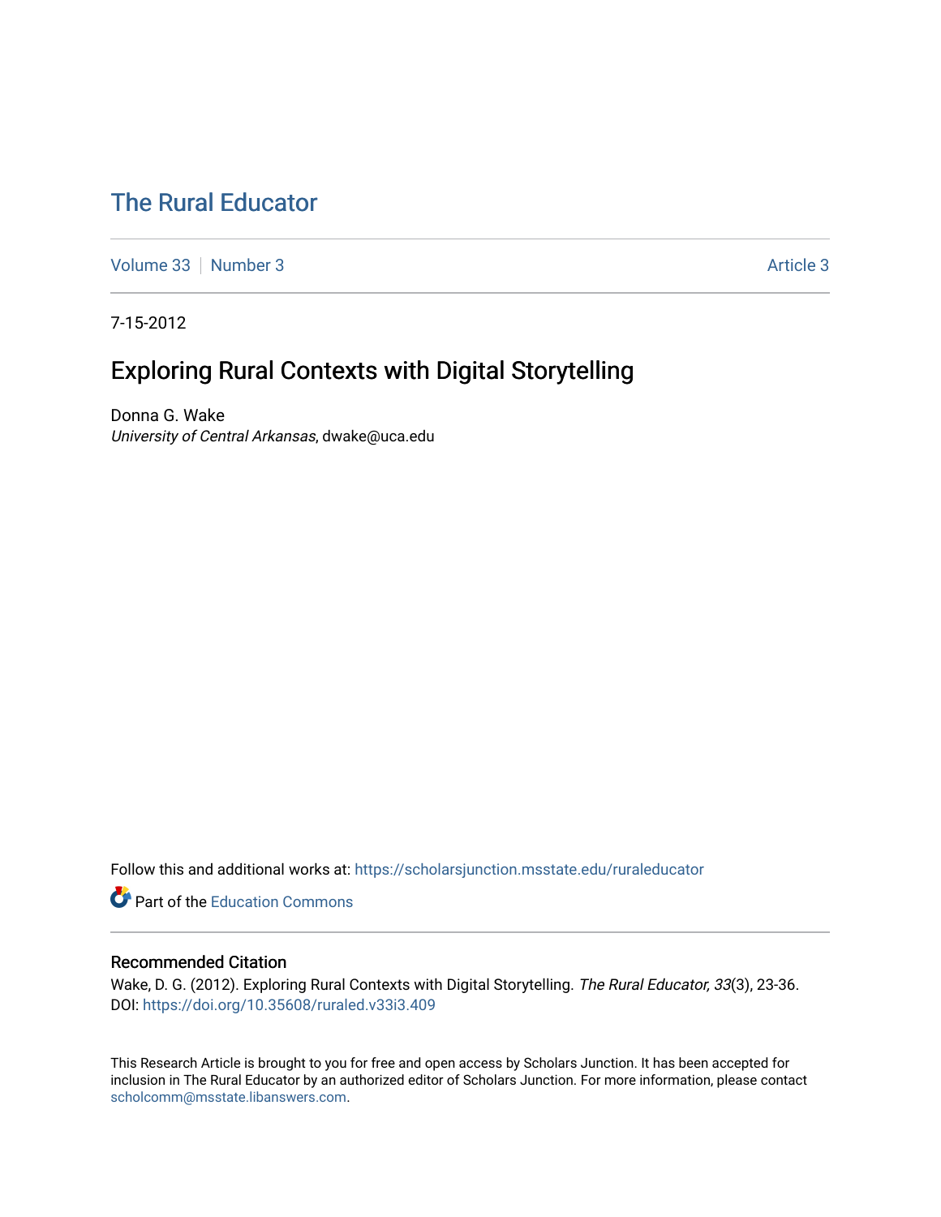# The Rural Educator

Volume 33 | Number 3 | Article 3

7-15-2012

## Exploring Rural Contexts with Digital Storytelling

Donna G. Wake
*University of Central Arkansas*, dwake@uca.edu

Follow this and additional works at: https://scholarsjunction.msstate.edu/ruraleducator

Part of the Education Commons

### Recommended Citation

Wake, D. G. (2012). Exploring Rural Contexts with Digital Storytelling. *The Rural Educator, 33*(3), 23-36. DOI: https://doi.org/10.35608/ruraled.v33i3.409

This Research Article is brought to you for free and open access by Scholars Junction. It has been accepted for inclusion in The Rural Educator by an authorized editor of Scholars Junction. For more information, please contact scholcomm@msstate.libanswers.com.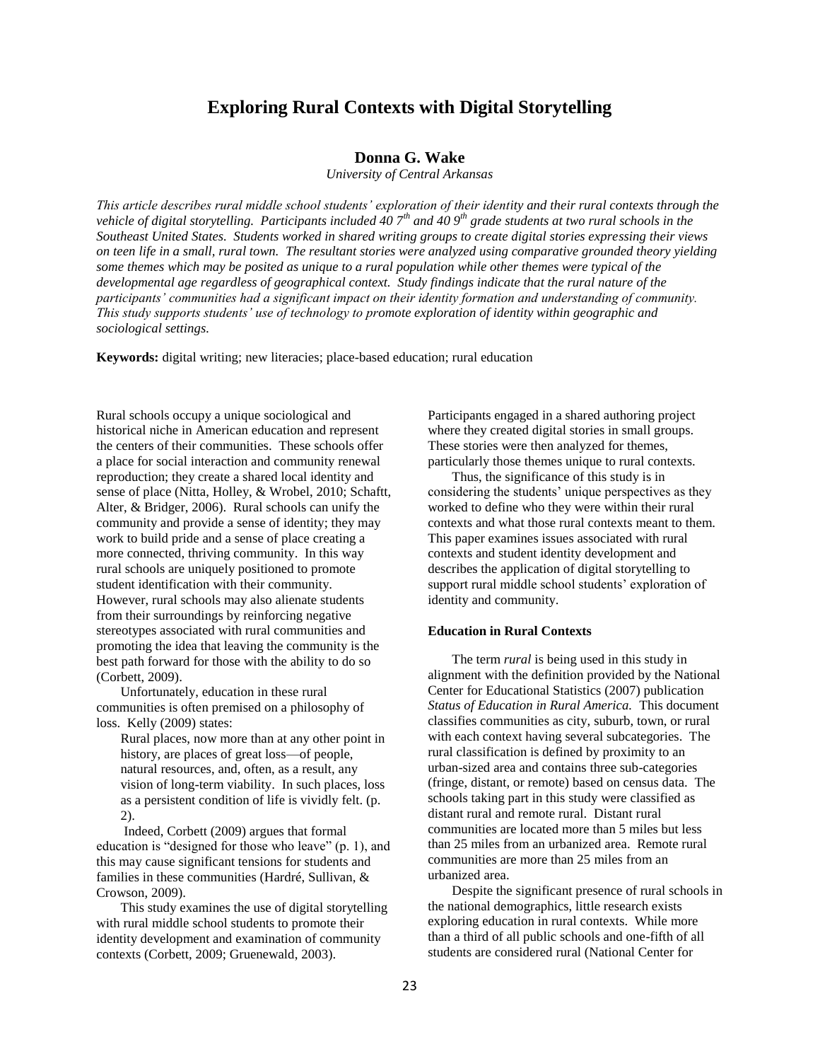# Exploring Rural Contexts with Digital Storytelling

**Donna G. Wake**

*University of Central Arkansas*

*This article describes rural middle school students' exploration of their identity and their rural contexts through the vehicle of digital storytelling. Participants included 40 7th and 40 9th grade students at two rural schools in the Southeast United States. Students worked in shared writing groups to create digital stories expressing their views on teen life in a small, rural town. The resultant stories were analyzed using comparative grounded theory yielding some themes which may be posited as unique to a rural population while other themes were typical of the developmental age regardless of geographical context. Study findings indicate that the rural nature of the participants' communities had a significant impact on their identity formation and understanding of community. This study supports students' use of technology to promote exploration of identity within geographic and sociological settings.*

**Keywords:** digital writing; new literacies; place-based education; rural education

Rural schools occupy a unique sociological and historical niche in American education and represent the centers of their communities. These schools offer a place for social interaction and community renewal reproduction; they create a shared local identity and sense of place (Nitta, Holley, & Wrobel, 2010; Schaftt, Alter, & Bridger, 2006). Rural schools can unify the community and provide a sense of identity; they may work to build pride and a sense of place creating a more connected, thriving community. In this way rural schools are uniquely positioned to promote student identification with their community. However, rural schools may also alienate students from their surroundings by reinforcing negative stereotypes associated with rural communities and promoting the idea that leaving the community is the best path forward for those with the ability to do so (Corbett, 2009).

Unfortunately, education in these rural communities is often premised on a philosophy of loss. Kelly (2009) states:

> Rural places, now more than at any other point in history, are places of great loss—of people, natural resources, and, often, as a result, any vision of long-term viability. In such places, loss as a persistent condition of life is vividly felt. (p. 2).

Indeed, Corbett (2009) argues that formal education is "designed for those who leave" (p. 1), and this may cause significant tensions for students and families in these communities (Hardré, Sullivan, & Crowson, 2009).

This study examines the use of digital storytelling with rural middle school students to promote their identity development and examination of community contexts (Corbett, 2009; Gruenewald, 2003). Participants engaged in a shared authoring project where they created digital stories in small groups. These stories were then analyzed for themes, particularly those themes unique to rural contexts.

Thus, the significance of this study is in considering the students' unique perspectives as they worked to define who they were within their rural contexts and what those rural contexts meant to them. This paper examines issues associated with rural contexts and student identity development and describes the application of digital storytelling to support rural middle school students' exploration of identity and community.

**Education in Rural Contexts**

The term *rural* is being used in this study in alignment with the definition provided by the National Center for Educational Statistics (2007) publication *Status of Education in Rural America.* This document classifies communities as city, suburb, town, or rural with each context having several subcategories. The rural classification is defined by proximity to an urban-sized area and contains three sub-categories (fringe, distant, or remote) based on census data. The schools taking part in this study were classified as distant rural and remote rural. Distant rural communities are located more than 5 miles but less than 25 miles from an urbanized area. Remote rural communities are more than 25 miles from an urbanized area.

Despite the significant presence of rural schools in the national demographics, little research exists exploring education in rural contexts. While more than a third of all public schools and one-fifth of all students are considered rural (National Center for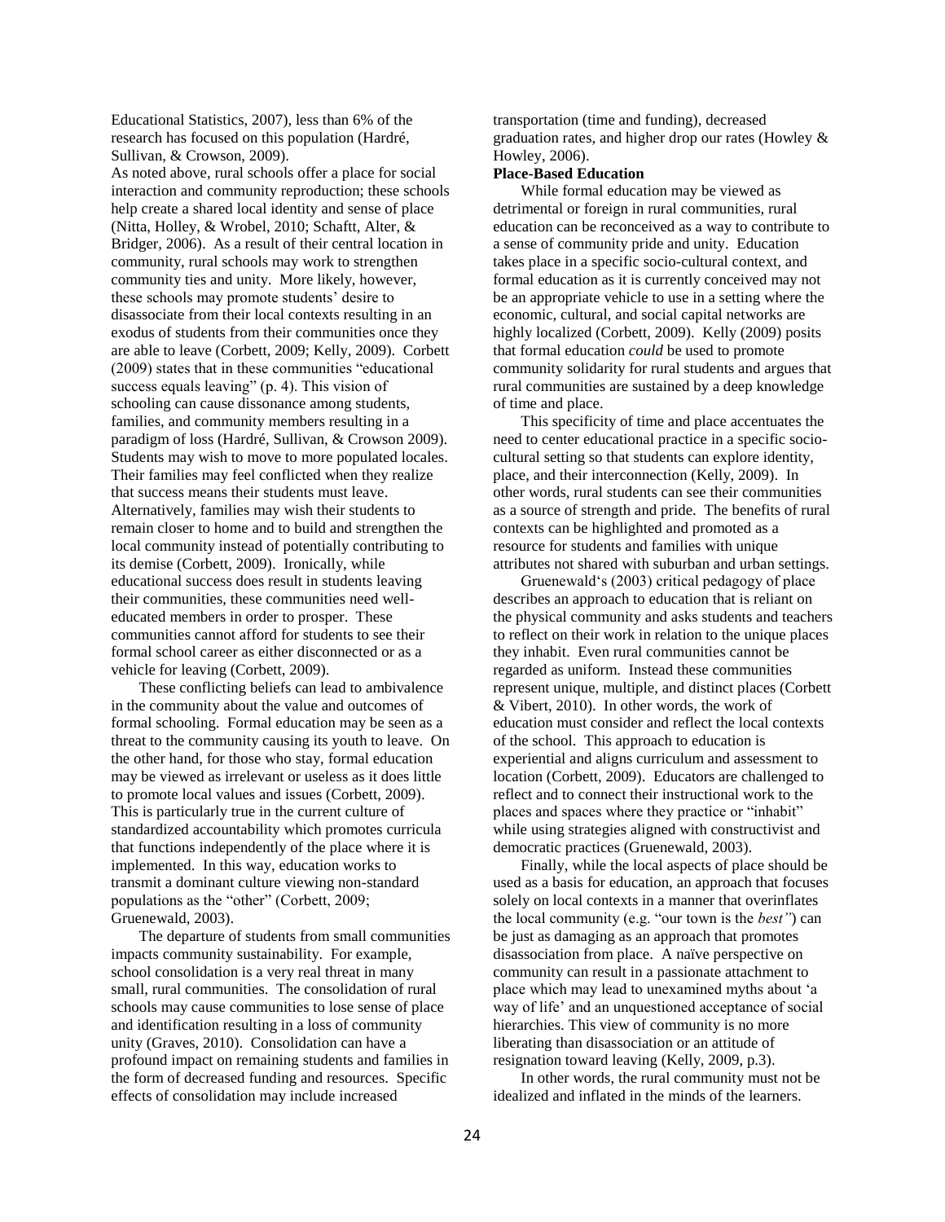Educational Statistics, 2007), less than 6% of the research has focused on this population (Hardré, Sullivan, & Crowson, 2009).

As noted above, rural schools offer a place for social interaction and community reproduction; these schools help create a shared local identity and sense of place (Nitta, Holley, & Wrobel, 2010; Schaftt, Alter, & Bridger, 2006). As a result of their central location in community, rural schools may work to strengthen community ties and unity. More likely, however, these schools may promote students' desire to disassociate from their local contexts resulting in an exodus of students from their communities once they are able to leave (Corbett, 2009; Kelly, 2009). Corbett (2009) states that in these communities "educational success equals leaving" (p. 4). This vision of schooling can cause dissonance among students, families, and community members resulting in a paradigm of loss (Hardré, Sullivan, & Crowson 2009). Students may wish to move to more populated locales. Their families may feel conflicted when they realize that success means their students must leave. Alternatively, families may wish their students to remain closer to home and to build and strengthen the local community instead of potentially contributing to its demise (Corbett, 2009). Ironically, while educational success does result in students leaving their communities, these communities need well-educated members in order to prosper. These communities cannot afford for students to see their formal school career as either disconnected or as a vehicle for leaving (Corbett, 2009).

These conflicting beliefs can lead to ambivalence in the community about the value and outcomes of formal schooling. Formal education may be seen as a threat to the community causing its youth to leave. On the other hand, for those who stay, formal education may be viewed as irrelevant or useless as it does little to promote local values and issues (Corbett, 2009). This is particularly true in the current culture of standardized accountability which promotes curricula that functions independently of the place where it is implemented. In this way, education works to transmit a dominant culture viewing non-standard populations as the "other" (Corbett, 2009; Gruenewald, 2003).

The departure of students from small communities impacts community sustainability. For example, school consolidation is a very real threat in many small, rural communities. The consolidation of rural schools may cause communities to lose sense of place and identification resulting in a loss of community unity (Graves, 2010). Consolidation can have a profound impact on remaining students and families in the form of decreased funding and resources. Specific effects of consolidation may include increased transportation (time and funding), decreased graduation rates, and higher drop our rates (Howley & Howley, 2006).

**Place-Based Education**

While formal education may be viewed as detrimental or foreign in rural communities, rural education can be reconceived as a way to contribute to a sense of community pride and unity. Education takes place in a specific socio-cultural context, and formal education as it is currently conceived may not be an appropriate vehicle to use in a setting where the economic, cultural, and social capital networks are highly localized (Corbett, 2009). Kelly (2009) posits that formal education *could* be used to promote community solidarity for rural students and argues that rural communities are sustained by a deep knowledge of time and place.

This specificity of time and place accentuates the need to center educational practice in a specific socio-cultural setting so that students can explore identity, place, and their interconnection (Kelly, 2009). In other words, rural students can see their communities as a source of strength and pride. The benefits of rural contexts can be highlighted and promoted as a resource for students and families with unique attributes not shared with suburban and urban settings.

Gruenewald's (2003) critical pedagogy of place describes an approach to education that is reliant on the physical community and asks students and teachers to reflect on their work in relation to the unique places they inhabit. Even rural communities cannot be regarded as uniform. Instead these communities represent unique, multiple, and distinct places (Corbett & Vibert, 2010). In other words, the work of education must consider and reflect the local contexts of the school. This approach to education is experiential and aligns curriculum and assessment to location (Corbett, 2009). Educators are challenged to reflect and to connect their instructional work to the places and spaces where they practice or "inhabit" while using strategies aligned with constructivist and democratic practices (Gruenewald, 2003).

Finally, while the local aspects of place should be used as a basis for education, an approach that focuses solely on local contexts in a manner that overinflates the local community (e.g. "our town is the *best"*) can be just as damaging as an approach that promotes disassociation from place. A naïve perspective on community can result in a passionate attachment to place which may lead to unexamined myths about 'a way of life' and an unquestioned acceptance of social hierarchies. This view of community is no more liberating than disassociation or an attitude of resignation toward leaving (Kelly, 2009, p.3).

In other words, the rural community must not be idealized and inflated in the minds of the learners.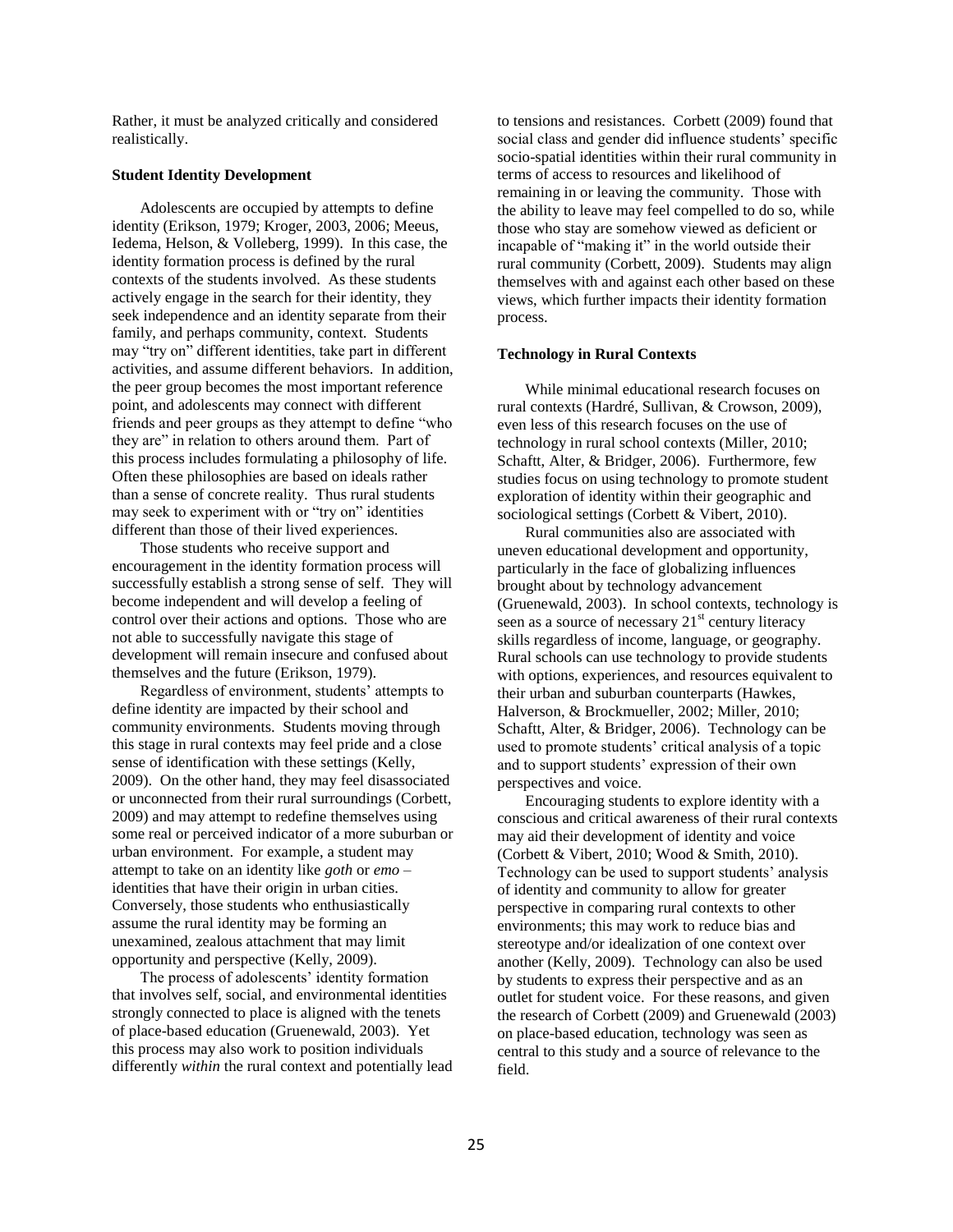Rather, it must be analyzed critically and considered realistically.

### Student Identity Development

Adolescents are occupied by attempts to define identity (Erikson, 1979; Kroger, 2003, 2006; Meeus, Iedema, Helson, & Volleberg, 1999). In this case, the identity formation process is defined by the rural contexts of the students involved. As these students actively engage in the search for their identity, they seek independence and an identity separate from their family, and perhaps community, context. Students may "try on" different identities, take part in different activities, and assume different behaviors. In addition, the peer group becomes the most important reference point, and adolescents may connect with different friends and peer groups as they attempt to define "who they are" in relation to others around them. Part of this process includes formulating a philosophy of life. Often these philosophies are based on ideals rather than a sense of concrete reality. Thus rural students may seek to experiment with or "try on" identities different than those of their lived experiences.

Those students who receive support and encouragement in the identity formation process will successfully establish a strong sense of self. They will become independent and will develop a feeling of control over their actions and options. Those who are not able to successfully navigate this stage of development will remain insecure and confused about themselves and the future (Erikson, 1979).

Regardless of environment, students' attempts to define identity are impacted by their school and community environments. Students moving through this stage in rural contexts may feel pride and a close sense of identification with these settings (Kelly, 2009). On the other hand, they may feel disassociated or unconnected from their rural surroundings (Corbett, 2009) and may attempt to redefine themselves using some real or perceived indicator of a more suburban or urban environment. For example, a student may attempt to take on an identity like *goth* or *emo* – identities that have their origin in urban cities. Conversely, those students who enthusiastically assume the rural identity may be forming an unexamined, zealous attachment that may limit opportunity and perspective (Kelly, 2009).

The process of adolescents' identity formation that involves self, social, and environmental identities strongly connected to place is aligned with the tenets of place-based education (Gruenewald, 2003). Yet this process may also work to position individuals differently *within* the rural context and potentially lead to tensions and resistances. Corbett (2009) found that social class and gender did influence students' specific socio-spatial identities within their rural community in terms of access to resources and likelihood of remaining in or leaving the community. Those with the ability to leave may feel compelled to do so, while those who stay are somehow viewed as deficient or incapable of "making it" in the world outside their rural community (Corbett, 2009). Students may align themselves with and against each other based on these views, which further impacts their identity formation process.

### Technology in Rural Contexts

While minimal educational research focuses on rural contexts (Hardré, Sullivan, & Crowson, 2009), even less of this research focuses on the use of technology in rural school contexts (Miller, 2010; Schaftt, Alter, & Bridger, 2006). Furthermore, few studies focus on using technology to promote student exploration of identity within their geographic and sociological settings (Corbett & Vibert, 2010).

Rural communities also are associated with uneven educational development and opportunity, particularly in the face of globalizing influences brought about by technology advancement (Gruenewald, 2003). In school contexts, technology is seen as a source of necessary 21st century literacy skills regardless of income, language, or geography. Rural schools can use technology to provide students with options, experiences, and resources equivalent to their urban and suburban counterparts (Hawkes, Halverson, & Brockmueller, 2002; Miller, 2010; Schaftt, Alter, & Bridger, 2006). Technology can be used to promote students' critical analysis of a topic and to support students' expression of their own perspectives and voice.

Encouraging students to explore identity with a conscious and critical awareness of their rural contexts may aid their development of identity and voice (Corbett & Vibert, 2010; Wood & Smith, 2010). Technology can be used to support students' analysis of identity and community to allow for greater perspective in comparing rural contexts to other environments; this may work to reduce bias and stereotype and/or idealization of one context over another (Kelly, 2009). Technology can also be used by students to express their perspective and as an outlet for student voice. For these reasons, and given the research of Corbett (2009) and Gruenewald (2003) on place-based education, technology was seen as central to this study and a source of relevance to the field.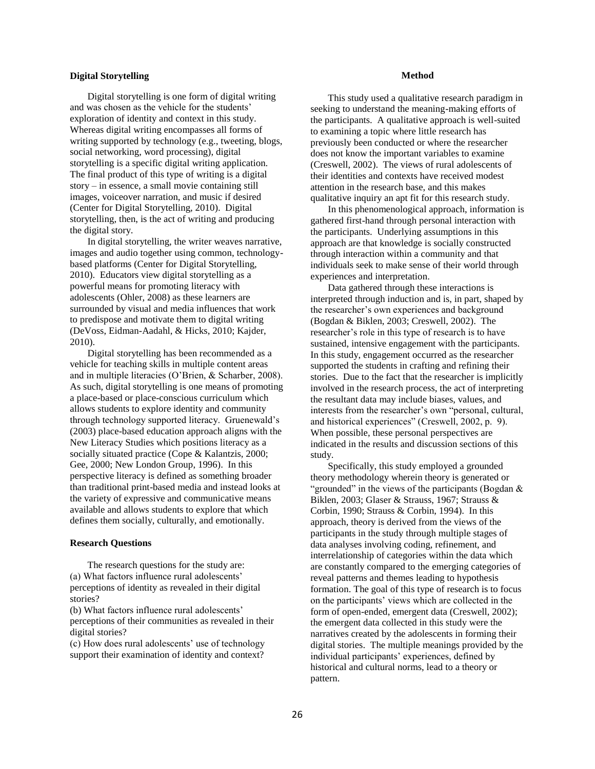### Digital Storytelling

Digital storytelling is one form of digital writing and was chosen as the vehicle for the students' exploration of identity and context in this study. Whereas digital writing encompasses all forms of writing supported by technology (e.g., tweeting, blogs, social networking, word processing), digital storytelling is a specific digital writing application. The final product of this type of writing is a digital story – in essence, a small movie containing still images, voiceover narration, and music if desired (Center for Digital Storytelling, 2010). Digital storytelling, then, is the act of writing and producing the digital story.

In digital storytelling, the writer weaves narrative, images and audio together using common, technology-based platforms (Center for Digital Storytelling, 2010). Educators view digital storytelling as a powerful means for promoting literacy with adolescents (Ohler, 2008) as these learners are surrounded by visual and media influences that work to predispose and motivate them to digital writing (DeVoss, Eidman-Aadahl, & Hicks, 2010; Kajder, 2010).

Digital storytelling has been recommended as a vehicle for teaching skills in multiple content areas and in multiple literacies (O'Brien, & Scharber, 2008). As such, digital storytelling is one means of promoting a place-based or place-conscious curriculum which allows students to explore identity and community through technology supported literacy. Gruenewald's (2003) place-based education approach aligns with the New Literacy Studies which positions literacy as a socially situated practice (Cope & Kalantzis, 2000; Gee, 2000; New London Group, 1996). In this perspective literacy is defined as something broader than traditional print-based media and instead looks at the variety of expressive and communicative means available and allows students to explore that which defines them socially, culturally, and emotionally.

### Research Questions

The research questions for the study are:
(a) What factors influence rural adolescents' perceptions of identity as revealed in their digital stories?
(b) What factors influence rural adolescents' perceptions of their communities as revealed in their digital stories?
(c) How does rural adolescents' use of technology support their examination of identity and context?

## Method

This study used a qualitative research paradigm in seeking to understand the meaning-making efforts of the participants. A qualitative approach is well-suited to examining a topic where little research has previously been conducted or where the researcher does not know the important variables to examine (Creswell, 2002). The views of rural adolescents of their identities and contexts have received modest attention in the research base, and this makes qualitative inquiry an apt fit for this research study.

In this phenomenological approach, information is gathered first-hand through personal interaction with the participants. Underlying assumptions in this approach are that knowledge is socially constructed through interaction within a community and that individuals seek to make sense of their world through experiences and interpretation.

Data gathered through these interactions is interpreted through induction and is, in part, shaped by the researcher's own experiences and background (Bogdan & Biklen, 2003; Creswell, 2002). The researcher's role in this type of research is to have sustained, intensive engagement with the participants. In this study, engagement occurred as the researcher supported the students in crafting and refining their stories. Due to the fact that the researcher is implicitly involved in the research process, the act of interpreting the resultant data may include biases, values, and interests from the researcher's own "personal, cultural, and historical experiences" (Creswell, 2002, p. 9). When possible, these personal perspectives are indicated in the results and discussion sections of this study.

Specifically, this study employed a grounded theory methodology wherein theory is generated or "grounded" in the views of the participants (Bogdan & Biklen, 2003; Glaser & Strauss, 1967; Strauss & Corbin, 1990; Strauss & Corbin, 1994). In this approach, theory is derived from the views of the participants in the study through multiple stages of data analyses involving coding, refinement, and interrelationship of categories within the data which are constantly compared to the emerging categories of reveal patterns and themes leading to hypothesis formation. The goal of this type of research is to focus on the participants' views which are collected in the form of open-ended, emergent data (Creswell, 2002); the emergent data collected in this study were the narratives created by the adolescents in forming their digital stories. The multiple meanings provided by the individual participants' experiences, defined by historical and cultural norms, lead to a theory or pattern.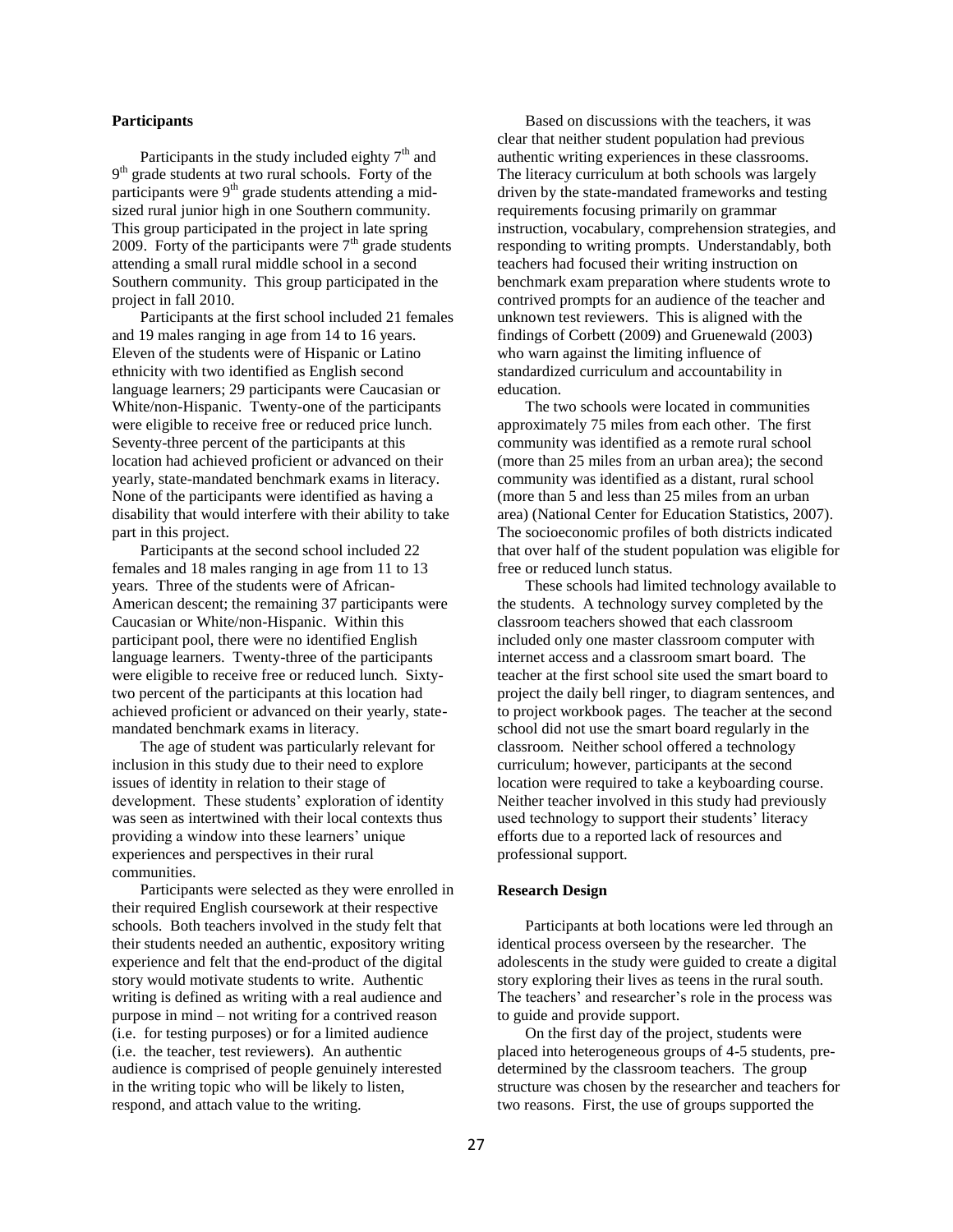### Participants

Participants in the study included eighty 7th and 9th grade students at two rural schools. Forty of the participants were 9th grade students attending a mid-sized rural junior high in one Southern community. This group participated in the project in late spring 2009. Forty of the participants were 7th grade students attending a small rural middle school in a second Southern community. This group participated in the project in fall 2010.

Participants at the first school included 21 females and 19 males ranging in age from 14 to 16 years. Eleven of the students were of Hispanic or Latino ethnicity with two identified as English second language learners; 29 participants were Caucasian or White/non-Hispanic. Twenty-one of the participants were eligible to receive free or reduced price lunch. Seventy-three percent of the participants at this location had achieved proficient or advanced on their yearly, state-mandated benchmark exams in literacy. None of the participants were identified as having a disability that would interfere with their ability to take part in this project.

Participants at the second school included 22 females and 18 males ranging in age from 11 to 13 years. Three of the students were of African-American descent; the remaining 37 participants were Caucasian or White/non-Hispanic. Within this participant pool, there were no identified English language learners. Twenty-three of the participants were eligible to receive free or reduced lunch. Sixty-two percent of the participants at this location had achieved proficient or advanced on their yearly, state-mandated benchmark exams in literacy.

The age of student was particularly relevant for inclusion in this study due to their need to explore issues of identity in relation to their stage of development. These students' exploration of identity was seen as intertwined with their local contexts thus providing a window into these learners' unique experiences and perspectives in their rural communities.

Participants were selected as they were enrolled in their required English coursework at their respective schools. Both teachers involved in the study felt that their students needed an authentic, expository writing experience and felt that the end-product of the digital story would motivate students to write. Authentic writing is defined as writing with a real audience and purpose in mind – not writing for a contrived reason (i.e. for testing purposes) or for a limited audience (i.e. the teacher, test reviewers). An authentic audience is comprised of people genuinely interested in the writing topic who will be likely to listen, respond, and attach value to the writing.

Based on discussions with the teachers, it was clear that neither student population had previous authentic writing experiences in these classrooms. The literacy curriculum at both schools was largely driven by the state-mandated frameworks and testing requirements focusing primarily on grammar instruction, vocabulary, comprehension strategies, and responding to writing prompts. Understandably, both teachers had focused their writing instruction on benchmark exam preparation where students wrote to contrived prompts for an audience of the teacher and unknown test reviewers. This is aligned with the findings of Corbett (2009) and Gruenewald (2003) who warn against the limiting influence of standardized curriculum and accountability in education.

The two schools were located in communities approximately 75 miles from each other. The first community was identified as a remote rural school (more than 25 miles from an urban area); the second community was identified as a distant, rural school (more than 5 and less than 25 miles from an urban area) (National Center for Education Statistics, 2007). The socioeconomic profiles of both districts indicated that over half of the student population was eligible for free or reduced lunch status.

These schools had limited technology available to the students. A technology survey completed by the classroom teachers showed that each classroom included only one master classroom computer with internet access and a classroom smart board. The teacher at the first school site used the smart board to project the daily bell ringer, to diagram sentences, and to project workbook pages. The teacher at the second school did not use the smart board regularly in the classroom. Neither school offered a technology curriculum; however, participants at the second location were required to take a keyboarding course. Neither teacher involved in this study had previously used technology to support their students' literacy efforts due to a reported lack of resources and professional support.

### Research Design

Participants at both locations were led through an identical process overseen by the researcher. The adolescents in the study were guided to create a digital story exploring their lives as teens in the rural south. The teachers' and researcher's role in the process was to guide and provide support.

On the first day of the project, students were placed into heterogeneous groups of 4-5 students, pre-determined by the classroom teachers. The group structure was chosen by the researcher and teachers for two reasons. First, the use of groups supported the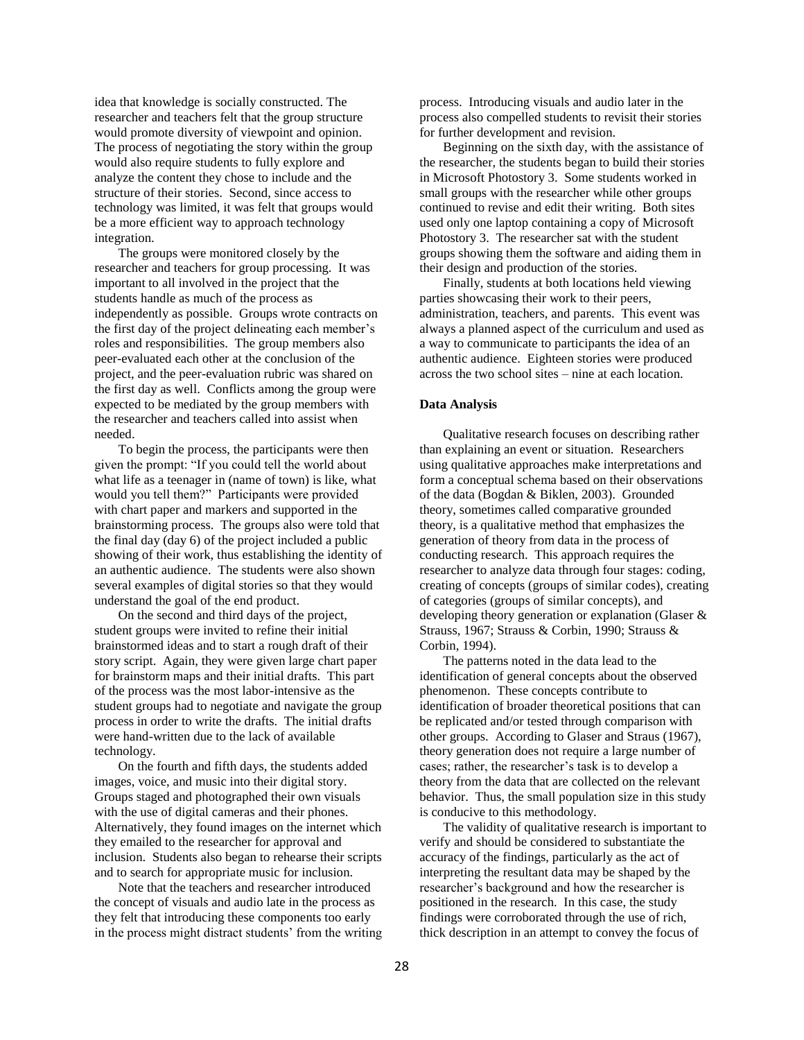idea that knowledge is socially constructed. The researcher and teachers felt that the group structure would promote diversity of viewpoint and opinion. The process of negotiating the story within the group would also require students to fully explore and analyze the content they chose to include and the structure of their stories. Second, since access to technology was limited, it was felt that groups would be a more efficient way to approach technology integration.

The groups were monitored closely by the researcher and teachers for group processing. It was important to all involved in the project that the students handle as much of the process as independently as possible. Groups wrote contracts on the first day of the project delineating each member's roles and responsibilities. The group members also peer-evaluated each other at the conclusion of the project, and the peer-evaluation rubric was shared on the first day as well. Conflicts among the group were expected to be mediated by the group members with the researcher and teachers called into assist when needed.

To begin the process, the participants were then given the prompt: "If you could tell the world about what life as a teenager in (name of town) is like, what would you tell them?" Participants were provided with chart paper and markers and supported in the brainstorming process. The groups also were told that the final day (day 6) of the project included a public showing of their work, thus establishing the identity of an authentic audience. The students were also shown several examples of digital stories so that they would understand the goal of the end product.

On the second and third days of the project, student groups were invited to refine their initial brainstormed ideas and to start a rough draft of their story script. Again, they were given large chart paper for brainstorm maps and their initial drafts. This part of the process was the most labor-intensive as the student groups had to negotiate and navigate the group process in order to write the drafts. The initial drafts were hand-written due to the lack of available technology.

On the fourth and fifth days, the students added images, voice, and music into their digital story. Groups staged and photographed their own visuals with the use of digital cameras and their phones. Alternatively, they found images on the internet which they emailed to the researcher for approval and inclusion. Students also began to rehearse their scripts and to search for appropriate music for inclusion.

Note that the teachers and researcher introduced the concept of visuals and audio late in the process as they felt that introducing these components too early in the process might distract students' from the writing process. Introducing visuals and audio later in the process also compelled students to revisit their stories for further development and revision.

Beginning on the sixth day, with the assistance of the researcher, the students began to build their stories in Microsoft Photostory 3. Some students worked in small groups with the researcher while other groups continued to revise and edit their writing. Both sites used only one laptop containing a copy of Microsoft Photostory 3. The researcher sat with the student groups showing them the software and aiding them in their design and production of the stories.

Finally, students at both locations held viewing parties showcasing their work to their peers, administration, teachers, and parents. This event was always a planned aspect of the curriculum and used as a way to communicate to participants the idea of an authentic audience. Eighteen stories were produced across the two school sites – nine at each location.

#### Data Analysis

Qualitative research focuses on describing rather than explaining an event or situation. Researchers using qualitative approaches make interpretations and form a conceptual schema based on their observations of the data (Bogdan & Biklen, 2003). Grounded theory, sometimes called comparative grounded theory, is a qualitative method that emphasizes the generation of theory from data in the process of conducting research. This approach requires the researcher to analyze data through four stages: coding, creating of concepts (groups of similar codes), creating of categories (groups of similar concepts), and developing theory generation or explanation (Glaser & Strauss, 1967; Strauss & Corbin, 1990; Strauss & Corbin, 1994).

The patterns noted in the data lead to the identification of general concepts about the observed phenomenon. These concepts contribute to identification of broader theoretical positions that can be replicated and/or tested through comparison with other groups. According to Glaser and Straus (1967), theory generation does not require a large number of cases; rather, the researcher's task is to develop a theory from the data that are collected on the relevant behavior. Thus, the small population size in this study is conducive to this methodology.

The validity of qualitative research is important to verify and should be considered to substantiate the accuracy of the findings, particularly as the act of interpreting the resultant data may be shaped by the researcher's background and how the researcher is positioned in the research. In this case, the study findings were corroborated through the use of rich, thick description in an attempt to convey the focus of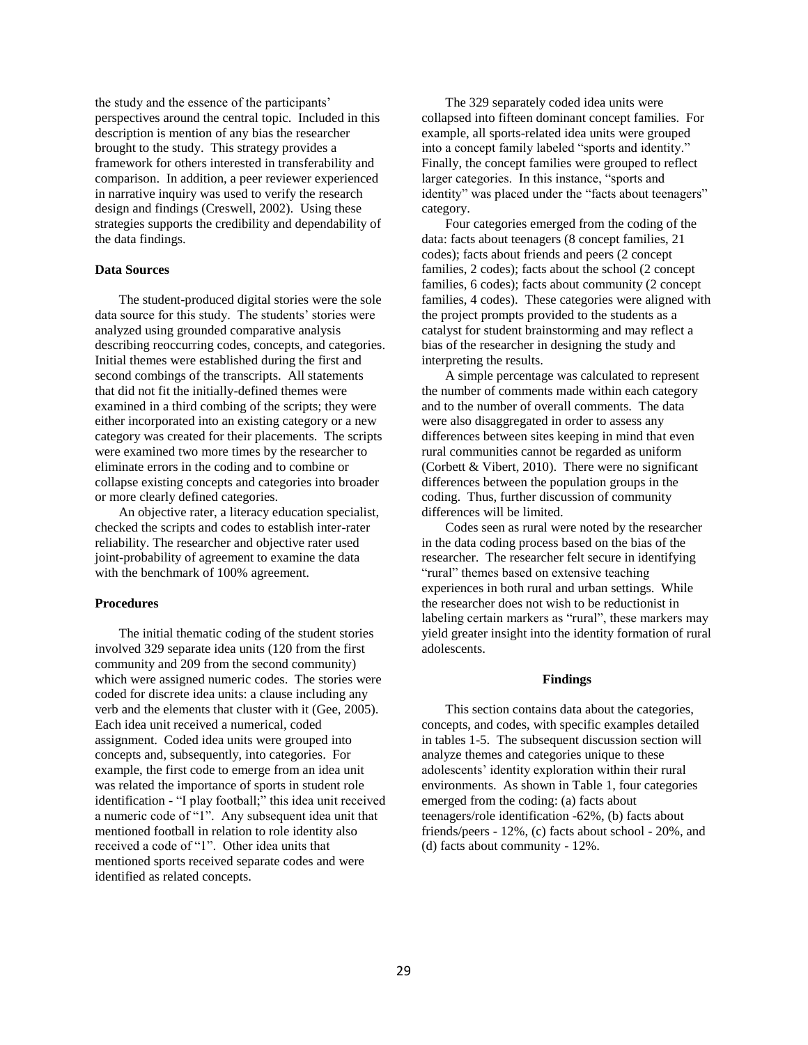the study and the essence of the participants' perspectives around the central topic. Included in this description is mention of any bias the researcher brought to the study. This strategy provides a framework for others interested in transferability and comparison. In addition, a peer reviewer experienced in narrative inquiry was used to verify the research design and findings (Creswell, 2002). Using these strategies supports the credibility and dependability of the data findings.

### Data Sources

The student-produced digital stories were the sole data source for this study. The students' stories were analyzed using grounded comparative analysis describing reoccurring codes, concepts, and categories. Initial themes were established during the first and second combings of the transcripts. All statements that did not fit the initially-defined themes were examined in a third combing of the scripts; they were either incorporated into an existing category or a new category was created for their placements. The scripts were examined two more times by the researcher to eliminate errors in the coding and to combine or collapse existing concepts and categories into broader or more clearly defined categories.

An objective rater, a literacy education specialist, checked the scripts and codes to establish inter-rater reliability. The researcher and objective rater used joint-probability of agreement to examine the data with the benchmark of 100% agreement.

### Procedures

The initial thematic coding of the student stories involved 329 separate idea units (120 from the first community and 209 from the second community) which were assigned numeric codes. The stories were coded for discrete idea units: a clause including any verb and the elements that cluster with it (Gee, 2005). Each idea unit received a numerical, coded assignment. Coded idea units were grouped into concepts and, subsequently, into categories. For example, the first code to emerge from an idea unit was related the importance of sports in student role identification - "I play football;" this idea unit received a numeric code of "1". Any subsequent idea unit that mentioned football in relation to role identity also received a code of "1". Other idea units that mentioned sports received separate codes and were identified as related concepts.

The 329 separately coded idea units were collapsed into fifteen dominant concept families. For example, all sports-related idea units were grouped into a concept family labeled "sports and identity." Finally, the concept families were grouped to reflect larger categories. In this instance, "sports and identity" was placed under the "facts about teenagers" category.

Four categories emerged from the coding of the data: facts about teenagers (8 concept families, 21 codes); facts about friends and peers (2 concept families, 2 codes); facts about the school (2 concept families, 6 codes); facts about community (2 concept families, 4 codes). These categories were aligned with the project prompts provided to the students as a catalyst for student brainstorming and may reflect a bias of the researcher in designing the study and interpreting the results.

A simple percentage was calculated to represent the number of comments made within each category and to the number of overall comments. The data were also disaggregated in order to assess any differences between sites keeping in mind that even rural communities cannot be regarded as uniform (Corbett & Vibert, 2010). There were no significant differences between the population groups in the coding. Thus, further discussion of community differences will be limited.

Codes seen as rural were noted by the researcher in the data coding process based on the bias of the researcher. The researcher felt secure in identifying "rural" themes based on extensive teaching experiences in both rural and urban settings. While the researcher does not wish to be reductionist in labeling certain markers as "rural", these markers may yield greater insight into the identity formation of rural adolescents.

## Findings

This section contains data about the categories, concepts, and codes, with specific examples detailed in tables 1-5. The subsequent discussion section will analyze themes and categories unique to these adolescents' identity exploration within their rural environments. As shown in Table 1, four categories emerged from the coding: (a) facts about teenagers/role identification -62%, (b) facts about friends/peers - 12%, (c) facts about school - 20%, and (d) facts about community - 12%.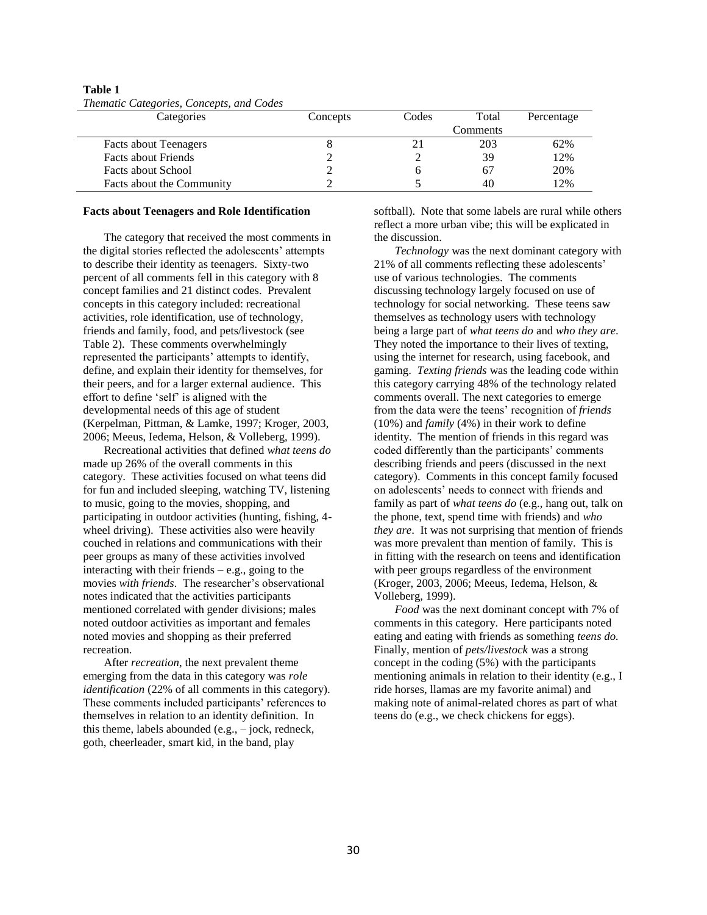**Table 1**
*Thematic Categories, Concepts, and Codes*

| Categories | Concepts | Codes | Total Comments | Percentage |
|---|---|---|---|---|
| Facts about Teenagers | 8 | 21 | 203 | 62% |
| Facts about Friends | 2 | 2 | 39 | 12% |
| Facts about School | 2 | 6 | 67 | 20% |
| Facts about the Community | 2 | 5 | 40 | 12% |

**Facts about Teenagers and Role Identification**

The category that received the most comments in the digital stories reflected the adolescents' attempts to describe their identity as teenagers. Sixty-two percent of all comments fell in this category with 8 concept families and 21 distinct codes. Prevalent concepts in this category included: recreational activities, role identification, use of technology, friends and family, food, and pets/livestock (see Table 2). These comments overwhelmingly represented the participants' attempts to identify, define, and explain their identity for themselves, for their peers, and for a larger external audience. This effort to define 'self' is aligned with the developmental needs of this age of student (Kerpelman, Pittman, & Lamke, 1997; Kroger, 2003, 2006; Meeus, Iedema, Helson, & Volleberg, 1999).

Recreational activities that defined *what teens do* made up 26% of the overall comments in this category. These activities focused on what teens did for fun and included sleeping, watching TV, listening to music, going to the movies, shopping, and participating in outdoor activities (hunting, fishing, 4-wheel driving). These activities also were heavily couched in relations and communications with their peer groups as many of these activities involved interacting with their friends – e.g., going to the movies *with friends*. The researcher's observational notes indicated that the activities participants mentioned correlated with gender divisions; males noted outdoor activities as important and females noted movies and shopping as their preferred recreation.

After *recreation*, the next prevalent theme emerging from the data in this category was *role identification* (22% of all comments in this category). These comments included participants' references to themselves in relation to an identity definition. In this theme, labels abounded (e.g., – jock, redneck, goth, cheerleader, smart kid, in the band, play softball). Note that some labels are rural while others reflect a more urban vibe; this will be explicated in the discussion.

*Technology* was the next dominant category with 21% of all comments reflecting these adolescents' use of various technologies. The comments discussing technology largely focused on use of technology for social networking. These teens saw themselves as technology users with technology being a large part of *what teens do* and *who they are*. They noted the importance to their lives of texting, using the internet for research, using facebook, and gaming. *Texting friends* was the leading code within this category carrying 48% of the technology related comments overall. The next categories to emerge from the data were the teens' recognition of *friends* (10%) and *family* (4%) in their work to define identity. The mention of friends in this regard was coded differently than the participants' comments describing friends and peers (discussed in the next category). Comments in this concept family focused on adolescents' needs to connect with friends and family as part of *what teens do* (e.g., hang out, talk on the phone, text, spend time with friends) and *who they are*. It was not surprising that mention of friends was more prevalent than mention of family. This is in fitting with the research on teens and identification with peer groups regardless of the environment (Kroger, 2003, 2006; Meeus, Iedema, Helson, & Volleberg, 1999).

*Food* was the next dominant concept with 7% of comments in this category. Here participants noted eating and eating with friends as something *teens do.* Finally, mention of *pets/livestock* was a strong concept in the coding (5%) with the participants mentioning animals in relation to their identity (e.g., I ride horses, llamas are my favorite animal) and making note of animal-related chores as part of what teens do (e.g., we check chickens for eggs).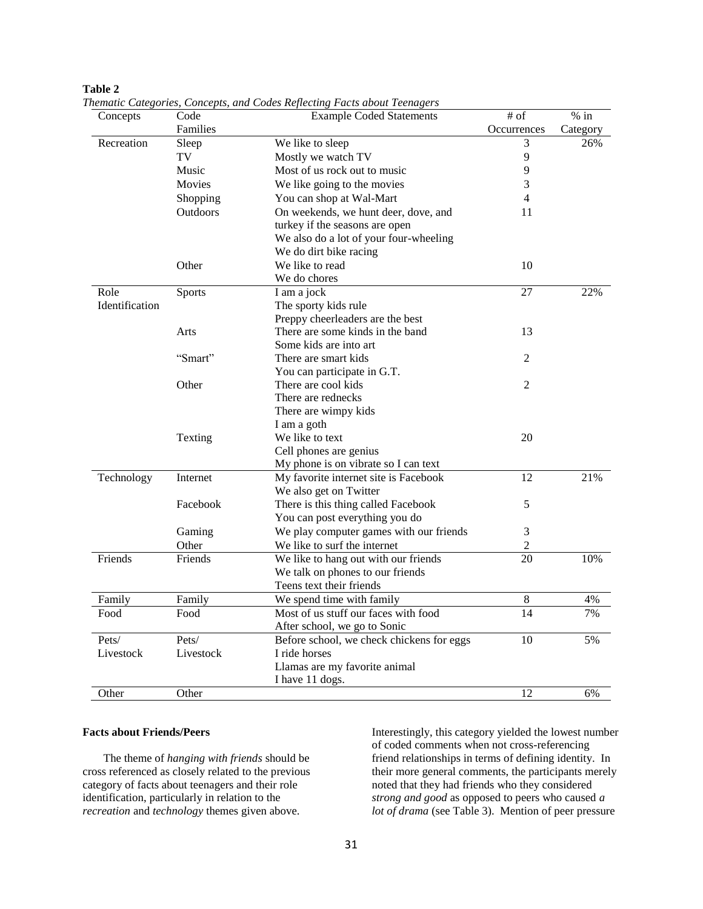**Table 2**

*Thematic Categories, Concepts, and Codes Reflecting Facts about Teenagers*

| Concepts | Code Families | Example Coded Statements | # of Occurrences | % in Category |
|---|---|---|---|---|
| Recreation | Sleep | We like to sleep | 3 | 26% |
| | TV | Mostly we watch TV | 9 | |
| | Music | Most of us rock out to music | 9 | |
| | Movies | We like going to the movies | 3 | |
| | Shopping | You can shop at Wal-Mart | 4 | |
| | Outdoors | On weekends, we hunt deer, dove, and turkey if the seasons are open<br>We also do a lot of your four-wheeling<br>We do dirt bike racing | 11 | |
| | Other | We like to read<br>We do chores | 10 | |
| Role Identification | Sports | I am a jock<br>The sporty kids rule<br>Preppy cheerleaders are the best | 27 | 22% |
| | Arts | There are some kinds in the band<br>Some kids are into art | 13 | |
| | "Smart" | There are smart kids<br>You can participate in G.T. | 2 | |
| | Other | There are cool kids<br>There are rednecks<br>There are wimpy kids<br>I am a goth | 2 | |
| | Texting | We like to text<br>Cell phones are genius<br>My phone is on vibrate so I can text | 20 | |
| Technology | Internet | My favorite internet site is Facebook<br>We also get on Twitter | 12 | 21% |
| | Facebook | There is this thing called Facebook<br>You can post everything you do | 5 | |
| | Gaming | We play computer games with our friends | 3 | |
| | Other | We like to surf the internet | 2 | |
| Friends | Friends | We like to hang out with our friends<br>We talk on phones to our friends<br>Teens text their friends | 20 | 10% |
| Family | Family | We spend time with family | 8 | 4% |
| Food | Food | Most of us stuff our faces with food<br>After school, we go to Sonic | 14 | 7% |
| Pets/ Livestock | Pets/ Livestock | Before school, we check chickens for eggs<br>I ride horses<br>Llamas are my favorite animal<br>I have 11 dogs. | 10 | 5% |
| Other | Other | | 12 | 6% |

**Facts about Friends/Peers**

The theme of *hanging with friends* should be cross referenced as closely related to the previous category of facts about teenagers and their role identification, particularly in relation to the *recreation* and *technology* themes given above. Interestingly, this category yielded the lowest number of coded comments when not cross-referencing friend relationships in terms of defining identity. In their more general comments, the participants merely noted that they had friends who they considered *strong and good* as opposed to peers who caused *a lot of drama* (see Table 3). Mention of peer pressure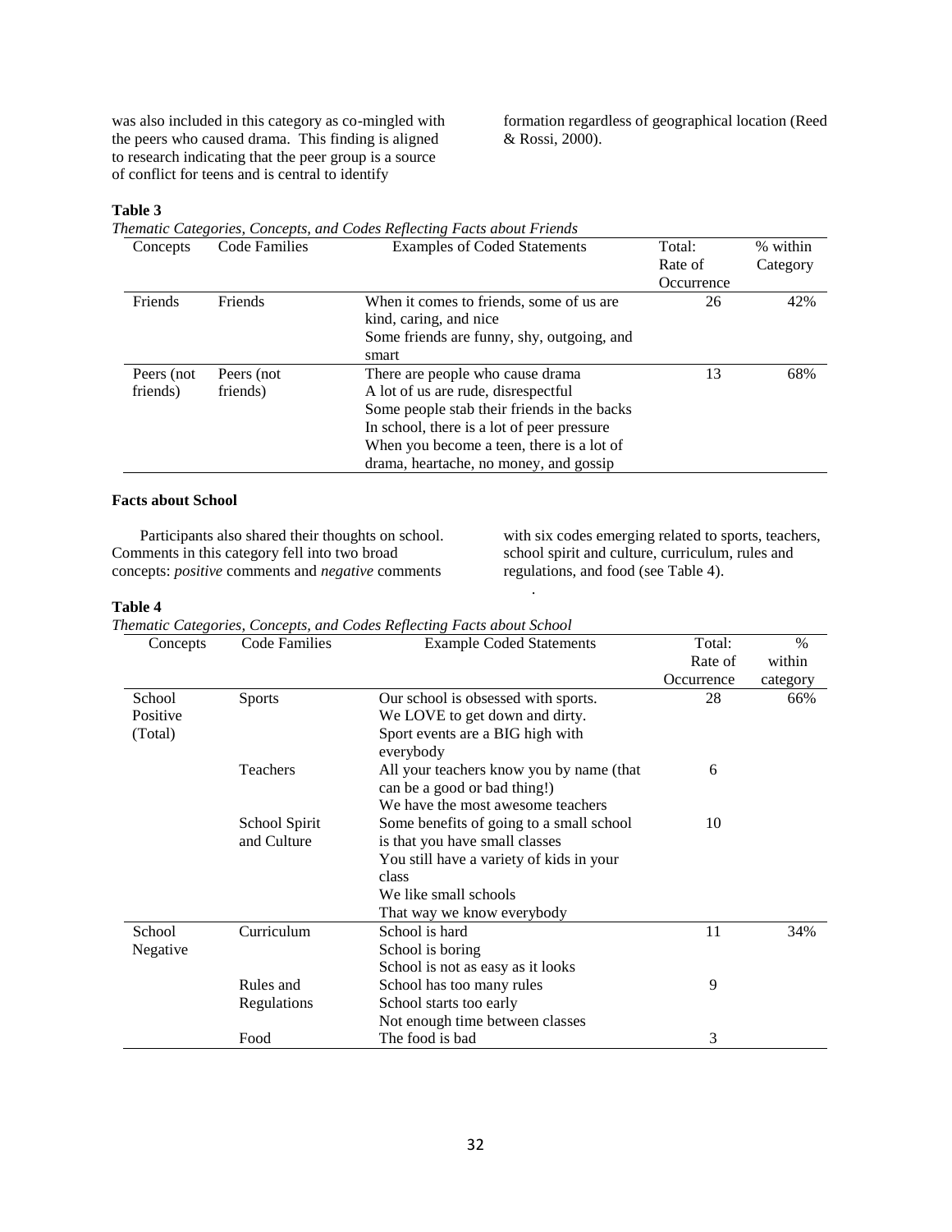was also included in this category as co-mingled with the peers who caused drama. This finding is aligned to research indicating that the peer group is a source of conflict for teens and is central to identify formation regardless of geographical location (Reed & Rossi, 2000).

**Table 3**

*Thematic Categories, Concepts, and Codes Reflecting Facts about Friends*

| Concepts | Code Families | Examples of Coded Statements | Total: Rate of Occurrence | % within Category |
|---|---|---|---|---|
| Friends | Friends | When it comes to friends, some of us are kind, caring, and nice<br>Some friends are funny, shy, outgoing, and smart | 26 | 42% |
| Peers (not friends) | Peers (not friends) | There are people who cause drama<br>A lot of us are rude, disrespectful<br>Some people stab their friends in the backs<br>In school, there is a lot of peer pressure<br>When you become a teen, there is a lot of drama, heartache, no money, and gossip | 13 | 68% |

### Facts about School

Participants also shared their thoughts on school. Comments in this category fell into two broad concepts: *positive* comments and *negative* comments with six codes emerging related to sports, teachers, school spirit and culture, curriculum, rules and regulations, and food (see Table 4).

**Table 4**

*Thematic Categories, Concepts, and Codes Reflecting Facts about School*

| Concepts | Code Families | Example Coded Statements | Total: Rate of Occurrence | % within category |
|---|---|---|---|---|
| School Positive (Total) | Sports | Our school is obsessed with sports.<br>We LOVE to get down and dirty.<br>Sport events are a BIG high with everybody | 28 | 66% |
| | Teachers | All your teachers know you by name (that can be a good or bad thing!)<br>We have the most awesome teachers | 6 | |
| | School Spirit and Culture | Some benefits of going to a small school is that you have small classes<br>You still have a variety of kids in your class<br>We like small schools<br>That way we know everybody | 10 | |
| School Negative | Curriculum | School is hard<br>School is boring<br>School is not as easy as it looks | 11 | 34% |
| | Rules and Regulations | School has too many rules<br>School starts too early<br>Not enough time between classes | 9 | |
| | Food | The food is bad | 3 | |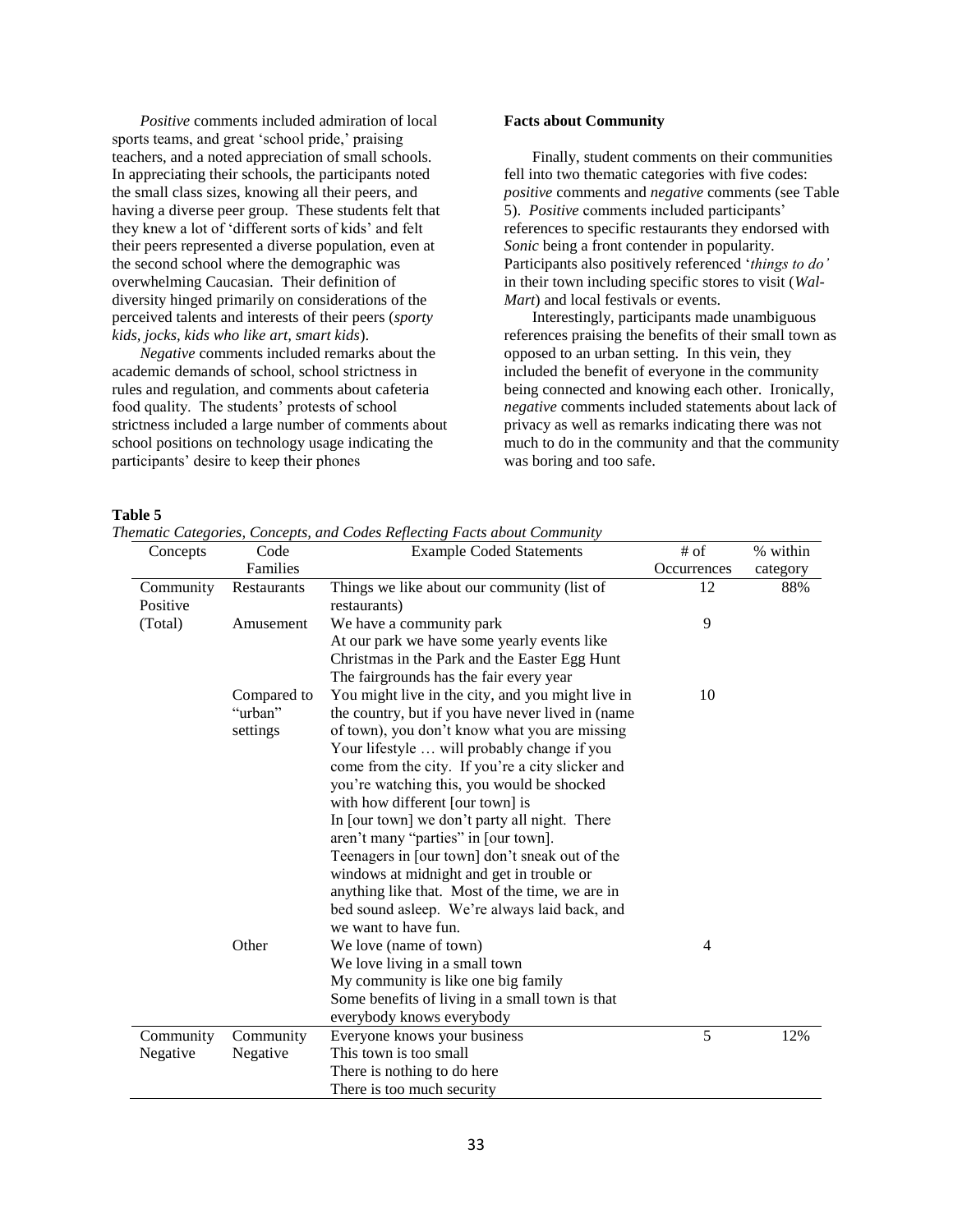*Positive* comments included admiration of local sports teams, and great 'school pride,' praising teachers, and a noted appreciation of small schools. In appreciating their schools, the participants noted the small class sizes, knowing all their peers, and having a diverse peer group. These students felt that they knew a lot of 'different sorts of kids' and felt their peers represented a diverse population, even at the second school where the demographic was overwhelming Caucasian. Their definition of diversity hinged primarily on considerations of the perceived talents and interests of their peers (*sporty kids, jocks, kids who like art, smart kids*).

*Negative* comments included remarks about the academic demands of school, school strictness in rules and regulation, and comments about cafeteria food quality. The students' protests of school strictness included a large number of comments about school positions on technology usage indicating the participants' desire to keep their phones

**Facts about Community**

Finally, student comments on their communities fell into two thematic categories with five codes: *positive* comments and *negative* comments (see Table 5). *Positive* comments included participants' references to specific restaurants they endorsed with *Sonic* being a front contender in popularity. Participants also positively referenced '*things to do'* in their town including specific stores to visit (*Wal-Mart*) and local festivals or events.

Interestingly, participants made unambiguous references praising the benefits of their small town as opposed to an urban setting. In this vein, they included the benefit of everyone in the community being connected and knowing each other. Ironically, *negative* comments included statements about lack of privacy as well as remarks indicating there was not much to do in the community and that the community was boring and too safe.

**Table 5**

*Thematic Categories, Concepts, and Codes Reflecting Facts about Community*

| Concepts | Code Families | Example Coded Statements | # of Occurrences | % within category |
|---|---|---|---|---|
| Community Positive (Total) | Restaurants | Things we like about our community (list of restaurants) | 12 | 88% |
| | Amusement | We have a community park<br>At our park we have some yearly events like Christmas in the Park and the Easter Egg Hunt<br>The fairgrounds has the fair every year | 9 | |
| | Compared to "urban" settings | You might live in the city, and you might live in the country, but if you have never lived in (name of town), you don't know what you are missing<br>Your lifestyle … will probably change if you come from the city. If you're a city slicker and you're watching this, you would be shocked with how different [our town] is<br>In [our town] we don't party all night. There aren't many "parties" in [our town].<br>Teenagers in [our town] don't sneak out of the windows at midnight and get in trouble or anything like that. Most of the time, we are in bed sound asleep. We're always laid back, and we want to have fun. | 10 | |
| | Other | We love (name of town)<br>We love living in a small town<br>My community is like one big family<br>Some benefits of living in a small town is that everybody knows everybody | 4 | |
| Community Negative | Community Negative | Everyone knows your business<br>This town is too small<br>There is nothing to do here<br>There is too much security | 5 | 12% |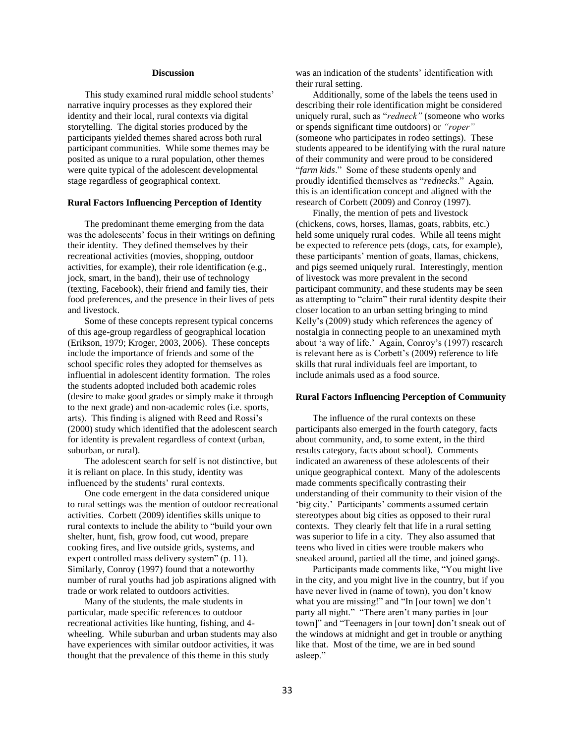## Discussion

This study examined rural middle school students' narrative inquiry processes as they explored their identity and their local, rural contexts via digital storytelling. The digital stories produced by the participants yielded themes shared across both rural participant communities. While some themes may be posited as unique to a rural population, other themes were quite typical of the adolescent developmental stage regardless of geographical context.

### Rural Factors Influencing Perception of Identity

The predominant theme emerging from the data was the adolescents' focus in their writings on defining their identity. They defined themselves by their recreational activities (movies, shopping, outdoor activities, for example), their role identification (e.g., jock, smart, in the band), their use of technology (texting, Facebook), their friend and family ties, their food preferences, and the presence in their lives of pets and livestock.

Some of these concepts represent typical concerns of this age-group regardless of geographical location (Erikson, 1979; Kroger, 2003, 2006). These concepts include the importance of friends and some of the school specific roles they adopted for themselves as influential in adolescent identity formation. The roles the students adopted included both academic roles (desire to make good grades or simply make it through to the next grade) and non-academic roles (i.e. sports, arts). This finding is aligned with Reed and Rossi's (2000) study which identified that the adolescent search for identity is prevalent regardless of context (urban, suburban, or rural).

The adolescent search for self is not distinctive, but it is reliant on place. In this study, identity was influenced by the students' rural contexts.

One code emergent in the data considered unique to rural settings was the mention of outdoor recreational activities. Corbett (2009) identifies skills unique to rural contexts to include the ability to "build your own shelter, hunt, fish, grow food, cut wood, prepare cooking fires, and live outside grids, systems, and expert controlled mass delivery system" (p. 11). Similarly, Conroy (1997) found that a noteworthy number of rural youths had job aspirations aligned with trade or work related to outdoors activities.

Many of the students, the male students in particular, made specific references to outdoor recreational activities like hunting, fishing, and 4-wheeling. While suburban and urban students may also have experiences with similar outdoor activities, it was thought that the prevalence of this theme in this study was an indication of the students' identification with their rural setting.

Additionally, some of the labels the teens used in describing their role identification might be considered uniquely rural, such as "*redneck"* (someone who works or spends significant time outdoors) or *"roper"* (someone who participates in rodeo settings). These students appeared to be identifying with the rural nature of their community and were proud to be considered "*farm kids*." Some of these students openly and proudly identified themselves as "*rednecks*." Again, this is an identification concept and aligned with the research of Corbett (2009) and Conroy (1997).

Finally, the mention of pets and livestock (chickens, cows, horses, llamas, goats, rabbits, etc.) held some uniquely rural codes. While all teens might be expected to reference pets (dogs, cats, for example), these participants' mention of goats, llamas, chickens, and pigs seemed uniquely rural. Interestingly, mention of livestock was more prevalent in the second participant community, and these students may be seen as attempting to "claim" their rural identity despite their closer location to an urban setting bringing to mind Kelly's (2009) study which references the agency of nostalgia in connecting people to an unexamined myth about 'a way of life.' Again, Conroy's (1997) research is relevant here as is Corbett's (2009) reference to life skills that rural individuals feel are important, to include animals used as a food source.

### Rural Factors Influencing Perception of Community

The influence of the rural contexts on these participants also emerged in the fourth category, facts about community, and, to some extent, in the third results category, facts about school). Comments indicated an awareness of these adolescents of their unique geographical context. Many of the adolescents made comments specifically contrasting their understanding of their community to their vision of the 'big city.' Participants' comments assumed certain stereotypes about big cities as opposed to their rural contexts. They clearly felt that life in a rural setting was superior to life in a city. They also assumed that teens who lived in cities were trouble makers who sneaked around, partied all the time, and joined gangs.

Participants made comments like, "You might live in the city, and you might live in the country, but if you have never lived in (name of town), you don't know what you are missing!" and "In [our town] we don't party all night." "There aren't many parties in [our town]" and "Teenagers in [our town] don't sneak out of the windows at midnight and get in trouble or anything like that. Most of the time, we are in bed sound asleep."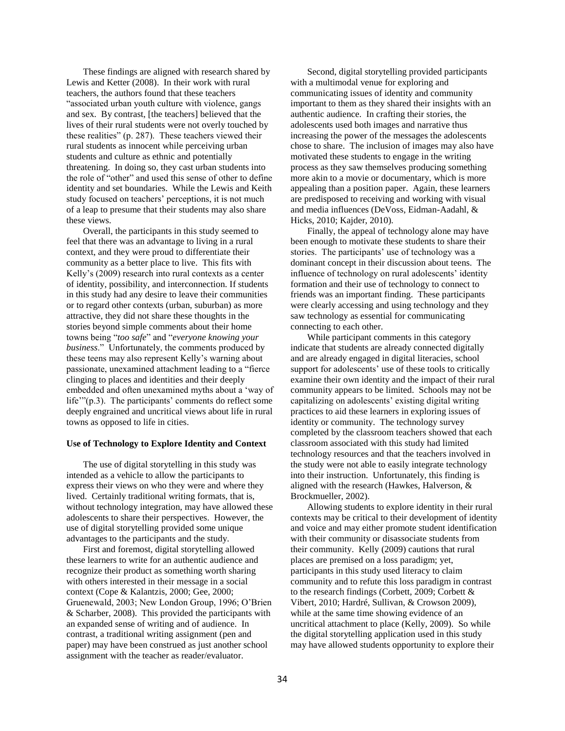These findings are aligned with research shared by Lewis and Ketter (2008). In their work with rural teachers, the authors found that these teachers "associated urban youth culture with violence, gangs and sex. By contrast, [the teachers] believed that the lives of their rural students were not overly touched by these realities" (p. 287). These teachers viewed their rural students as innocent while perceiving urban students and culture as ethnic and potentially threatening. In doing so, they cast urban students into the role of "other" and used this sense of other to define identity and set boundaries. While the Lewis and Keith study focused on teachers' perceptions, it is not much of a leap to presume that their students may also share these views.

Overall, the participants in this study seemed to feel that there was an advantage to living in a rural context, and they were proud to differentiate their community as a better place to live. This fits with Kelly's (2009) research into rural contexts as a center of identity, possibility, and interconnection. If students in this study had any desire to leave their communities or to regard other contexts (urban, suburban) as more attractive, they did not share these thoughts in the stories beyond simple comments about their home towns being "*too safe*" and "*everyone knowing your business*." Unfortunately, the comments produced by these teens may also represent Kelly's warning about passionate, unexamined attachment leading to a "fierce clinging to places and identities and their deeply embedded and often unexamined myths about a 'way of life'"(p.3). The participants' comments do reflect some deeply engrained and uncritical views about life in rural towns as opposed to life in cities.

**Use of Technology to Explore Identity and Context**

The use of digital storytelling in this study was intended as a vehicle to allow the participants to express their views on who they were and where they lived. Certainly traditional writing formats, that is, without technology integration, may have allowed these adolescents to share their perspectives. However, the use of digital storytelling provided some unique advantages to the participants and the study.

First and foremost, digital storytelling allowed these learners to write for an authentic audience and recognize their product as something worth sharing with others interested in their message in a social context (Cope & Kalantzis, 2000; Gee, 2000; Gruenewald, 2003; New London Group, 1996; O'Brien & Scharber, 2008). This provided the participants with an expanded sense of writing and of audience. In contrast, a traditional writing assignment (pen and paper) may have been construed as just another school assignment with the teacher as reader/evaluator.

Second, digital storytelling provided participants with a multimodal venue for exploring and communicating issues of identity and community important to them as they shared their insights with an authentic audience. In crafting their stories, the adolescents used both images and narrative thus increasing the power of the messages the adolescents chose to share. The inclusion of images may also have motivated these students to engage in the writing process as they saw themselves producing something more akin to a movie or documentary, which is more appealing than a position paper. Again, these learners are predisposed to receiving and working with visual and media influences (DeVoss, Eidman-Aadahl, & Hicks, 2010; Kajder, 2010).

Finally, the appeal of technology alone may have been enough to motivate these students to share their stories. The participants' use of technology was a dominant concept in their discussion about teens. The influence of technology on rural adolescents' identity formation and their use of technology to connect to friends was an important finding. These participants were clearly accessing and using technology and they saw technology as essential for communicating connecting to each other.

While participant comments in this category indicate that students are already connected digitally and are already engaged in digital literacies, school support for adolescents' use of these tools to critically examine their own identity and the impact of their rural community appears to be limited. Schools may not be capitalizing on adolescents' existing digital writing practices to aid these learners in exploring issues of identity or community. The technology survey completed by the classroom teachers showed that each classroom associated with this study had limited technology resources and that the teachers involved in the study were not able to easily integrate technology into their instruction. Unfortunately, this finding is aligned with the research (Hawkes, Halverson, & Brockmueller, 2002).

Allowing students to explore identity in their rural contexts may be critical to their development of identity and voice and may either promote student identification with their community or disassociate students from their community. Kelly (2009) cautions that rural places are premised on a loss paradigm; yet, participants in this study used literacy to claim community and to refute this loss paradigm in contrast to the research findings (Corbett, 2009; Corbett & Vibert, 2010; Hardré, Sullivan, & Crowson 2009), while at the same time showing evidence of an uncritical attachment to place (Kelly, 2009). So while the digital storytelling application used in this study may have allowed students opportunity to explore their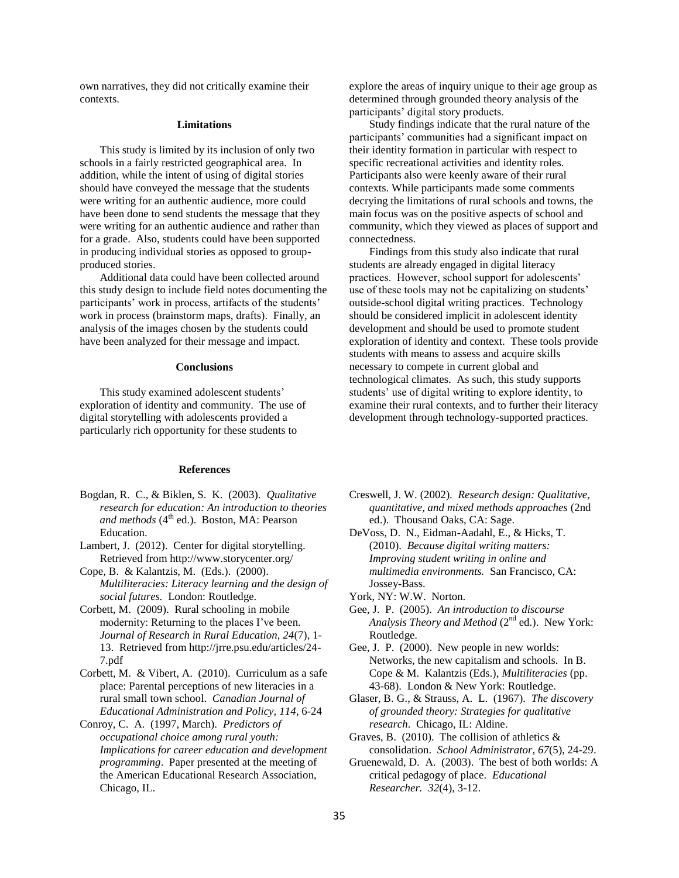own narratives, they did not critically examine their contexts.

## Limitations

This study is limited by its inclusion of only two schools in a fairly restricted geographical area. In addition, while the intent of using of digital stories should have conveyed the message that the students were writing for an authentic audience, more could have been done to send students the message that they were writing for an authentic audience and rather than for a grade. Also, students could have been supported in producing individual stories as opposed to group-produced stories.

Additional data could have been collected around this study design to include field notes documenting the participants' work in process, artifacts of the students' work in process (brainstorm maps, drafts). Finally, an analysis of the images chosen by the students could have been analyzed for their message and impact.

## Conclusions

This study examined adolescent students' exploration of identity and community. The use of digital storytelling with adolescents provided a particularly rich opportunity for these students to explore the areas of inquiry unique to their age group as determined through grounded theory analysis of the participants' digital story products.

Study findings indicate that the rural nature of the participants' communities had a significant impact on their identity formation in particular with respect to specific recreational activities and identity roles. Participants also were keenly aware of their rural contexts. While participants made some comments decrying the limitations of rural schools and towns, the main focus was on the positive aspects of school and community, which they viewed as places of support and connectedness.

Findings from this study also indicate that rural students are already engaged in digital literacy practices. However, school support for adolescents' use of these tools may not be capitalizing on students' outside-school digital writing practices. Technology should be considered implicit in adolescent identity development and should be used to promote student exploration of identity and context. These tools provide students with means to assess and acquire skills necessary to compete in current global and technological climates. As such, this study supports students' use of digital writing to explore identity, to examine their rural contexts, and to further their literacy development through technology-supported practices.

## References

Bogdan, R. C., & Biklen, S. K. (2003). *Qualitative research for education: An introduction to theories and methods* (4th ed.). Boston, MA: Pearson Education.

Lambert, J. (2012). Center for digital storytelling. Retrieved from http://www.storycenter.org/

Cope, B. & Kalantzis, M. (Eds.). (2000). *Multiliteracies: Literacy learning and the design of social futures.* London: Routledge.

Corbett, M. (2009). Rural schooling in mobile modernity: Returning to the places I've been. *Journal of Research in Rural Education, 24*(7), 1-13. Retrieved from http://jrre.psu.edu/articles/24-7.pdf

Corbett, M. & Vibert, A. (2010). Curriculum as a safe place: Parental perceptions of new literacies in a rural small town school. *Canadian Journal of Educational Administration and Policy, 114*, 6-24

Conroy, C. A. (1997, March). *Predictors of occupational choice among rural youth: Implications for career education and development programming*. Paper presented at the meeting of the American Educational Research Association, Chicago, IL.

Creswell, J. W. (2002). *Research design: Qualitative, quantitative, and mixed methods approaches* (2nd ed.). Thousand Oaks, CA: Sage.

DeVoss, D. N., Eidman-Aadahl, E., & Hicks, T. (2010). *Because digital writing matters: Improving student writing in online and multimedia environments.* San Francisco, CA: Jossey-Bass.

York, NY: W.W. Norton.

Gee, J. P. (2005). *An introduction to discourse Analysis Theory and Method* (2nd ed.). New York: Routledge.

Gee, J. P. (2000). New people in new worlds: Networks, the new capitalism and schools. In B. Cope & M. Kalantzis (Eds.), *Multiliteracies* (pp. 43-68). London & New York: Routledge.

Glaser, B. G., & Strauss, A. L. (1967). *The discovery of grounded theory: Strategies for qualitative research*. Chicago, IL: Aldine.

Graves, B. (2010). The collision of athletics & consolidation. *School Administrator, 67*(5), 24-29.

Gruenewald, D. A. (2003). The best of both worlds: A critical pedagogy of place. *Educational Researcher. 32*(4), 3-12.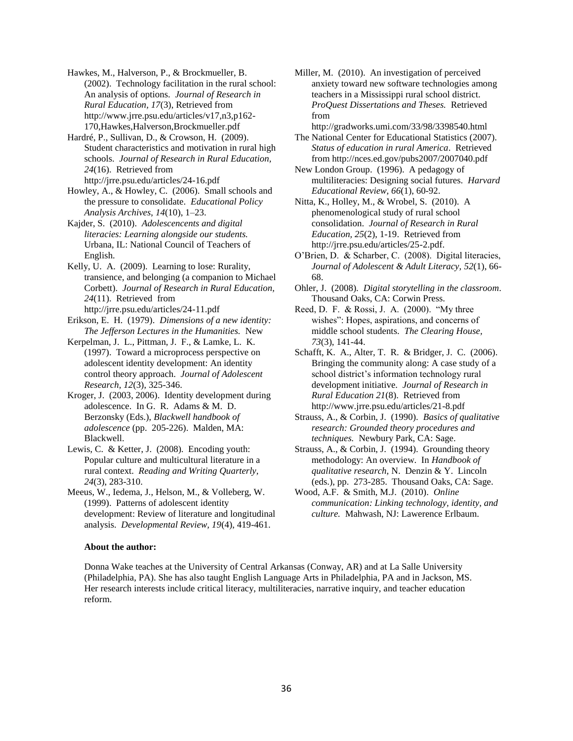Hawkes, M., Halverson, P., & Brockmueller, B. (2002). Technology facilitation in the rural school: An analysis of options. *Journal of Research in Rural Education, 17*(3), Retrieved from http://www.jrre.psu.edu/articles/v17,n3,p162-170,Hawkes,Halverson,Brockmueller.pdf

Hardré, P., Sullivan, D., & Crowson, H. (2009). Student characteristics and motivation in rural high schools. *Journal of Research in Rural Education, 24*(16). Retrieved from http://jrre.psu.edu/articles/24-16.pdf

Howley, A., & Howley, C. (2006). Small schools and the pressure to consolidate. *Educational Policy Analysis Archives, 14*(10), 1–23.

Kajder, S. (2010). *Adolescencents and digital literacies: Learning alongside our students.* Urbana, IL: National Council of Teachers of English.

Kelly, U. A. (2009). Learning to lose: Rurality, transience, and belonging (a companion to Michael Corbett). *Journal of Research in Rural Education, 24*(11). Retrieved from http://jrre.psu.edu/articles/24-11.pdf

Erikson, E. H. (1979). *Dimensions of a new identity: The Jefferson Lectures in the Humanities.* New

Kerpelman, J. L., Pittman, J. F., & Lamke, L. K. (1997). Toward a microprocess perspective on adolescent identity development: An identity control theory approach. *Journal of Adolescent Research, 12*(3), 325-346.

Kroger, J. (2003, 2006). Identity development during adolescence. In G. R. Adams & M. D. Berzonsky (Eds.), *Blackwell handbook of adolescence* (pp. 205-226). Malden, MA: Blackwell.

Lewis, C. & Ketter, J. (2008). Encoding youth: Popular culture and multicultural literature in a rural context. *Reading and Writing Quarterly, 24*(3), 283-310.

Meeus, W., Iedema, J., Helson, M., & Volleberg, W. (1999). Patterns of adolescent identity development: Review of literature and longitudinal analysis. *Developmental Review, 19*(4), 419-461.

Miller, M. (2010). An investigation of perceived anxiety toward new software technologies among teachers in a Mississippi rural school district. *ProQuest Dissertations and Theses.* Retrieved from http://gradworks.umi.com/33/98/3398540.html

The National Center for Educational Statistics (2007). *Status of education in rural America*. Retrieved from http://nces.ed.gov/pubs2007/2007040.pdf

New London Group. (1996). A pedagogy of multiliteracies: Designing social futures. *Harvard Educational Review, 66*(1), 60-92.

Nitta, K., Holley, M., & Wrobel, S. (2010). A phenomenological study of rural school consolidation. *Journal of Research in Rural Education, 25*(2), 1-19. Retrieved from http://jrre.psu.edu/articles/25-2.pdf.

O'Brien, D. & Scharber, C. (2008). Digital literacies, *Journal of Adolescent & Adult Literacy, 52*(1), 66-68.

Ohler, J. (2008). *Digital storytelling in the classroom*. Thousand Oaks, CA: Corwin Press.

Reed, D. F. & Rossi, J. A. (2000). "My three wishes": Hopes, aspirations, and concerns of middle school students. *The Clearing House, 73*(3), 141-44.

Schafft, K. A., Alter, T. R. & Bridger, J. C. (2006). Bringing the community along: A case study of a school district's information technology rural development initiative. *Journal of Research in Rural Education 21*(8). Retrieved from http://www.jrre.psu.edu/articles/21-8.pdf

Strauss, A., & Corbin, J. (1990). *Basics of qualitative research: Grounded theory procedures and techniques.* Newbury Park, CA: Sage.

Strauss, A., & Corbin, J. (1994). Grounding theory methodology: An overview. In *Handbook of qualitative research,* N. Denzin & Y. Lincoln (eds.), pp. 273-285. Thousand Oaks, CA: Sage.

Wood, A.F. & Smith, M.J. (2010). *Online communication: Linking technology, identity, and culture.* Mahwash, NJ: Lawerence Erlbaum.

**About the author:**

Donna Wake teaches at the University of Central Arkansas (Conway, AR) and at La Salle University (Philadelphia, PA). She has also taught English Language Arts in Philadelphia, PA and in Jackson, MS. Her research interests include critical literacy, multiliteracies, narrative inquiry, and teacher education reform.